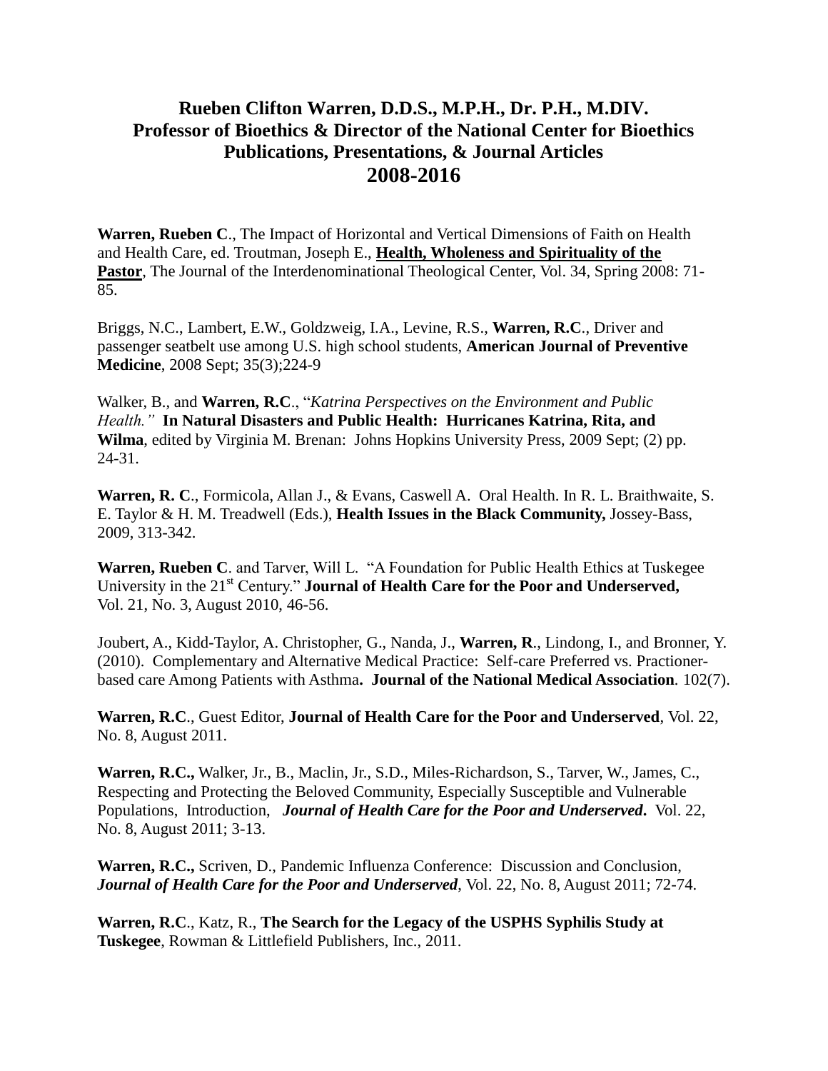# Rueben Clifton Warren, D.D.S., M.P.H., Dr. P.H., M.DIV.
# Professor of Bioethics & Director of the National Center for Bioethics
# Publications, Presentations, & Journal Articles
# 2008-2016

**Warren, Rueben C**., The Impact of Horizontal and Vertical Dimensions of Faith on Health and Health Care, ed. Troutman, Joseph E., **Health, Wholeness and Spirituality of the Pastor**, The Journal of the Interdenominational Theological Center, Vol. 34, Spring 2008: 71-85.

Briggs, N.C., Lambert, E.W., Goldzweig, I.A., Levine, R.S., **Warren, R.C**., Driver and passenger seatbelt use among U.S. high school students, **American Journal of Preventive Medicine**, 2008 Sept; 35(3);224-9

Walker, B., and **Warren, R.C**., "*Katrina Perspectives on the Environment and Public Health."* **In Natural Disasters and Public Health: Hurricanes Katrina, Rita, and Wilma**, edited by Virginia M. Brenan: Johns Hopkins University Press, 2009 Sept; (2) pp. 24-31.

**Warren, R. C**., Formicola, Allan J., & Evans, Caswell A. Oral Health. In R. L. Braithwaite, S. E. Taylor & H. M. Treadwell (Eds.), **Health Issues in the Black Community,** Jossey-Bass, 2009, 313-342.

**Warren, Rueben C**. and Tarver, Will L. "A Foundation for Public Health Ethics at Tuskegee University in the 21st Century." **Journal of Health Care for the Poor and Underserved,** Vol. 21, No. 3, August 2010, 46-56.

Joubert, A., Kidd-Taylor, A. Christopher, G., Nanda, J., **Warren, R**., Lindong, I., and Bronner, Y. (2010). Complementary and Alternative Medical Practice: Self-care Preferred vs. Practioner-based care Among Patients with Asthma**. Journal of the National Medical Association**. 102(7).

**Warren, R.C**., Guest Editor, **Journal of Health Care for the Poor and Underserved**, Vol. 22, No. 8, August 2011.

**Warren, R.C.,** Walker, Jr., B., Maclin, Jr., S.D., Miles-Richardson, S., Tarver, W., James, C., Respecting and Protecting the Beloved Community, Especially Susceptible and Vulnerable Populations, Introduction, ***Journal of Health Care for the Poor and Underserved*.** Vol. 22, No. 8, August 2011; 3-13.

**Warren, R.C.,** Scriven, D., Pandemic Influenza Conference: Discussion and Conclusion, ***Journal of Health Care for the Poor and Underserved***, Vol. 22, No. 8, August 2011; 72-74.

**Warren, R.C**., Katz, R., **The Search for the Legacy of the USPHS Syphilis Study at Tuskegee**, Rowman & Littlefield Publishers, Inc., 2011.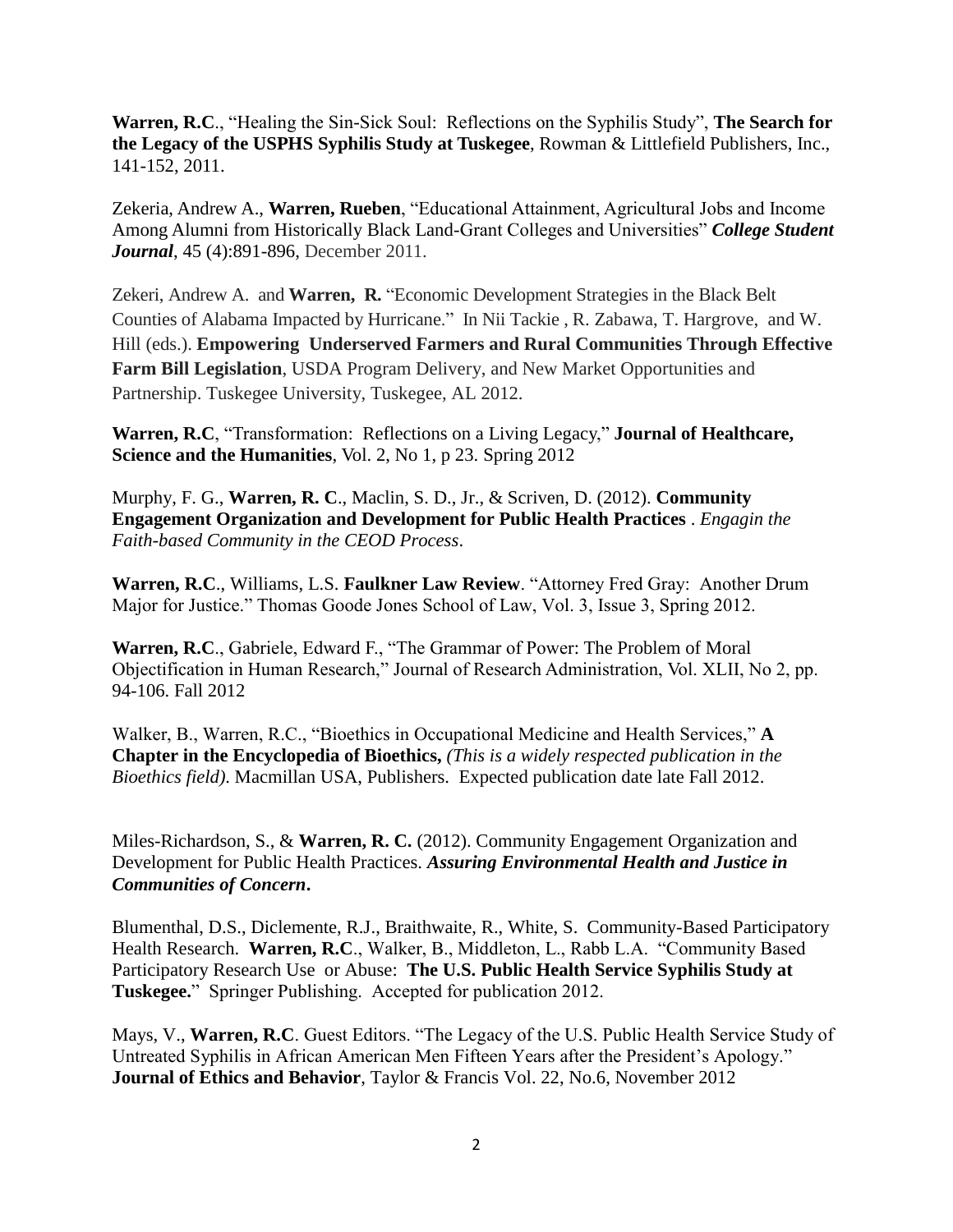**Warren, R.C**., "Healing the Sin-Sick Soul: Reflections on the Syphilis Study", **The Search for the Legacy of the USPHS Syphilis Study at Tuskegee**, Rowman & Littlefield Publishers, Inc., 141-152, 2011.

Zekeria, Andrew A., **Warren, Rueben**, "Educational Attainment, Agricultural Jobs and Income Among Alumni from Historically Black Land-Grant Colleges and Universities" ***College Student Journal***, 45 (4):891-896, December 2011.

Zekeri, Andrew A. and **Warren, R.** "Economic Development Strategies in the Black Belt Counties of Alabama Impacted by Hurricane." In Nii Tackie , R. Zabawa, T. Hargrove, and W. Hill (eds.). **Empowering Underserved Farmers and Rural Communities Through Effective Farm Bill Legislation**, USDA Program Delivery, and New Market Opportunities and Partnership. Tuskegee University, Tuskegee, AL 2012.

**Warren, R.C**, "Transformation: Reflections on a Living Legacy," **Journal of Healthcare, Science and the Humanities**, Vol. 2, No 1, p 23. Spring 2012

Murphy, F. G., **Warren, R. C**., Maclin, S. D., Jr., & Scriven, D. (2012). **Community Engagement Organization and Development for Public Health Practices** . *Engagin the Faith-based Community in the CEOD Process*.

**Warren, R.C**., Williams, L.S. **Faulkner Law Review**. "Attorney Fred Gray: Another Drum Major for Justice." Thomas Goode Jones School of Law, Vol. 3, Issue 3, Spring 2012.

**Warren, R.C**., Gabriele, Edward F., "The Grammar of Power: The Problem of Moral Objectification in Human Research," Journal of Research Administration, Vol. XLII, No 2, pp. 94-106. Fall 2012

Walker, B., Warren, R.C., "Bioethics in Occupational Medicine and Health Services," **A Chapter in the Encyclopedia of Bioethics,** *(This is a widely respected publication in the Bioethics field)*. Macmillan USA, Publishers. Expected publication date late Fall 2012.

Miles-Richardson, S., & **Warren, R. C.** (2012). Community Engagement Organization and Development for Public Health Practices. ***Assuring Environmental Health and Justice in Communities of Concern*.**

Blumenthal, D.S., Diclemente, R.J., Braithwaite, R., White, S. Community-Based Participatory Health Research. **Warren, R.C**., Walker, B., Middleton, L., Rabb L.A. "Community Based Participatory Research Use or Abuse: **The U.S. Public Health Service Syphilis Study at Tuskegee.**" Springer Publishing. Accepted for publication 2012.

Mays, V., **Warren, R.C**. Guest Editors. "The Legacy of the U.S. Public Health Service Study of Untreated Syphilis in African American Men Fifteen Years after the President's Apology." **Journal of Ethics and Behavior**, Taylor & Francis Vol. 22, No.6, November 2012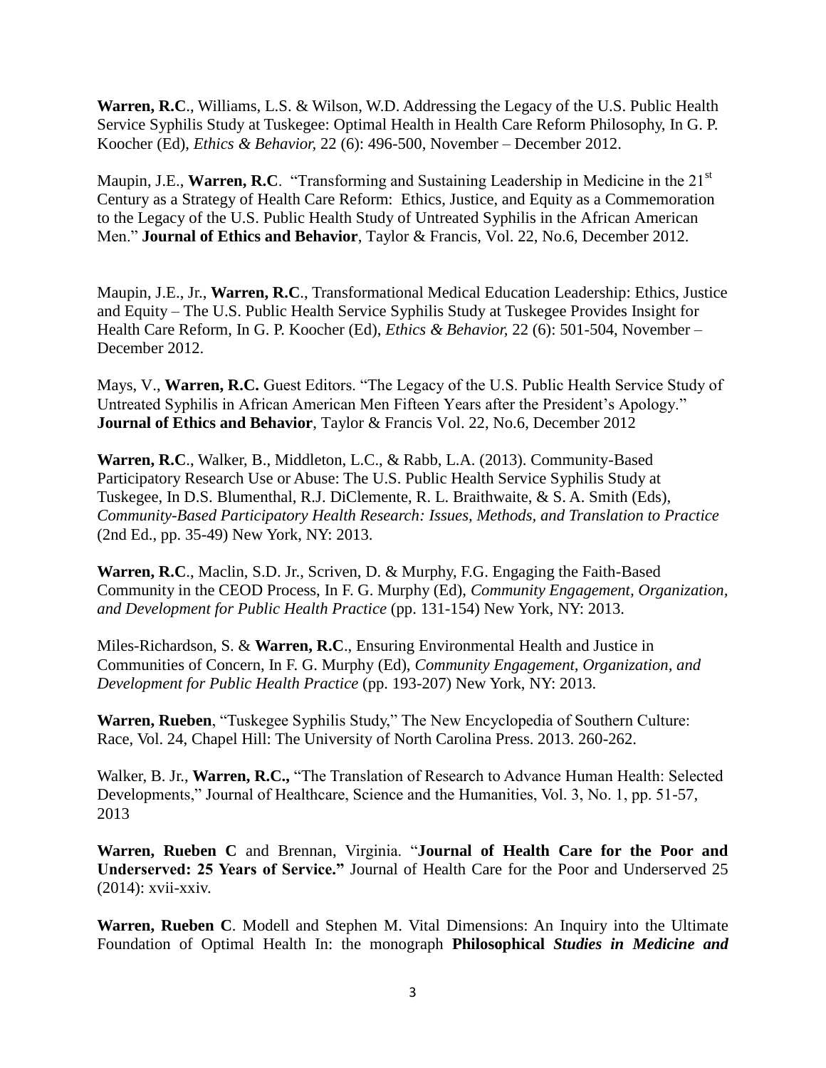**Warren, R.C**., Williams, L.S. & Wilson, W.D. Addressing the Legacy of the U.S. Public Health Service Syphilis Study at Tuskegee: Optimal Health in Health Care Reform Philosophy, In G. P. Koocher (Ed), *Ethics & Behavior,* 22 (6): 496-500, November – December 2012.

Maupin, J.E., **Warren, R.C**. "Transforming and Sustaining Leadership in Medicine in the 21st Century as a Strategy of Health Care Reform: Ethics, Justice, and Equity as a Commemoration to the Legacy of the U.S. Public Health Study of Untreated Syphilis in the African American Men." **Journal of Ethics and Behavior**, Taylor & Francis, Vol. 22, No.6, December 2012.

Maupin, J.E., Jr., **Warren, R.C**., Transformational Medical Education Leadership: Ethics, Justice and Equity – The U.S. Public Health Service Syphilis Study at Tuskegee Provides Insight for Health Care Reform, In G. P. Koocher (Ed), *Ethics & Behavior,* 22 (6): 501-504, November – December 2012.

Mays, V., **Warren, R.C.** Guest Editors. "The Legacy of the U.S. Public Health Service Study of Untreated Syphilis in African American Men Fifteen Years after the President's Apology." **Journal of Ethics and Behavior**, Taylor & Francis Vol. 22, No.6, December 2012

**Warren, R.C**., Walker, B., Middleton, L.C., & Rabb, L.A. (2013). Community-Based Participatory Research Use or Abuse: The U.S. Public Health Service Syphilis Study at Tuskegee, In D.S. Blumenthal, R.J. DiClemente, R. L. Braithwaite, & S. A. Smith (Eds), *Community-Based Participatory Health Research: Issues, Methods, and Translation to Practice* (2nd Ed., pp. 35-49) New York, NY: 2013.

**Warren, R.C**., Maclin, S.D. Jr., Scriven, D. & Murphy, F.G. Engaging the Faith-Based Community in the CEOD Process, In F. G. Murphy (Ed), *Community Engagement, Organization, and Development for Public Health Practice* (pp. 131-154) New York, NY: 2013.

Miles-Richardson, S. & **Warren, R.C**., Ensuring Environmental Health and Justice in Communities of Concern, In F. G. Murphy (Ed), *Community Engagement, Organization, and Development for Public Health Practice* (pp. 193-207) New York, NY: 2013.

**Warren, Rueben**, "Tuskegee Syphilis Study," The New Encyclopedia of Southern Culture: Race, Vol. 24, Chapel Hill: The University of North Carolina Press. 2013. 260-262.

Walker, B. Jr., **Warren, R.C.,** "The Translation of Research to Advance Human Health: Selected Developments," Journal of Healthcare, Science and the Humanities, Vol. 3, No. 1, pp. 51-57, 2013

**Warren, Rueben C** and Brennan, Virginia. "**Journal of Health Care for the Poor and Underserved: 25 Years of Service."** Journal of Health Care for the Poor and Underserved 25 (2014): xvii-xxiv.

**Warren, Rueben C**. Modell and Stephen M. Vital Dimensions: An Inquiry into the Ultimate Foundation of Optimal Health In: the monograph **Philosophical** ***Studies in Medicine and***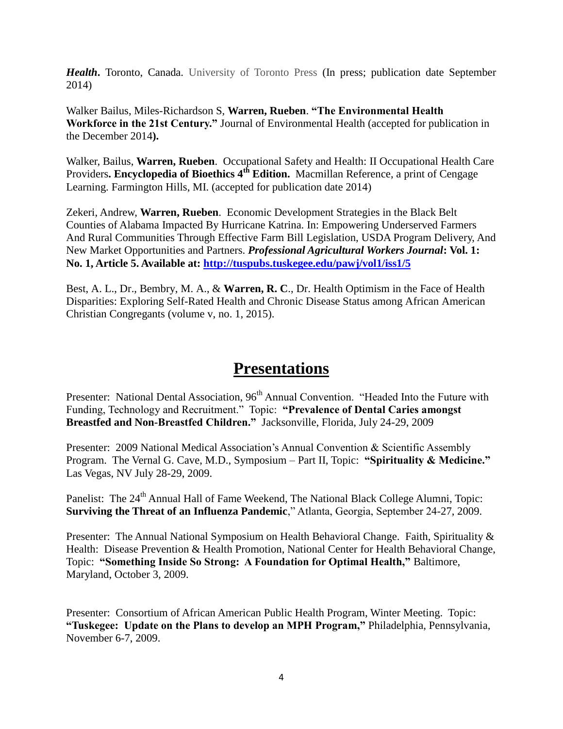***Health***. Toronto, Canada. University of Toronto Press (In press; publication date September 2014)

Walker Bailus, Miles-Richardson S, **Warren, Rueben**. **"The Environmental Health Workforce in the 21st Century."** Journal of Environmental Health (accepted for publication in the December 2014**).**

Walker, Bailus, **Warren, Rueben**. Occupational Safety and Health: II Occupational Health Care Providers**. Encyclopedia of Bioethics 4th Edition.** Macmillan Reference, a print of Cengage Learning. Farmington Hills, MI. (accepted for publication date 2014)

Zekeri, Andrew, **Warren, Rueben**. Economic Development Strategies in the Black Belt Counties of Alabama Impacted By Hurricane Katrina. In: Empowering Underserved Farmers And Rural Communities Through Effective Farm Bill Legislation, USDA Program Delivery, And New Market Opportunities and Partners. ***Professional Agricultural Workers Journal*: Vol. 1: No. 1, Article 5. Available at: [http://tuspubs.tuskegee.edu/pawj/vol1/iss1/5](http://tuspubs.tuskegee.edu/pawj/vol1/iss1/5)**

Best, A. L., Dr., Bembry, M. A., & **Warren, R. C**., Dr. Health Optimism in the Face of Health Disparities: Exploring Self-Rated Health and Chronic Disease Status among African American Christian Congregants (volume v, no. 1, 2015).

# Presentations

Presenter: National Dental Association, 96th Annual Convention. "Headed Into the Future with Funding, Technology and Recruitment." Topic: **"Prevalence of Dental Caries amongst Breastfed and Non-Breastfed Children."** Jacksonville, Florida, July 24-29, 2009

Presenter: 2009 National Medical Association's Annual Convention & Scientific Assembly Program. The Vernal G. Cave, M.D., Symposium – Part II, Topic: **"Spirituality & Medicine."** Las Vegas, NV July 28-29, 2009.

Panelist: The 24th Annual Hall of Fame Weekend, The National Black College Alumni, Topic: **Surviving the Threat of an Influenza Pandemic**," Atlanta, Georgia, September 24-27, 2009.

Presenter: The Annual National Symposium on Health Behavioral Change. Faith, Spirituality & Health: Disease Prevention & Health Promotion, National Center for Health Behavioral Change, Topic: **"Something Inside So Strong: A Foundation for Optimal Health,"** Baltimore, Maryland, October 3, 2009.

Presenter: Consortium of African American Public Health Program, Winter Meeting. Topic: **"Tuskegee: Update on the Plans to develop an MPH Program,"** Philadelphia, Pennsylvania, November 6-7, 2009.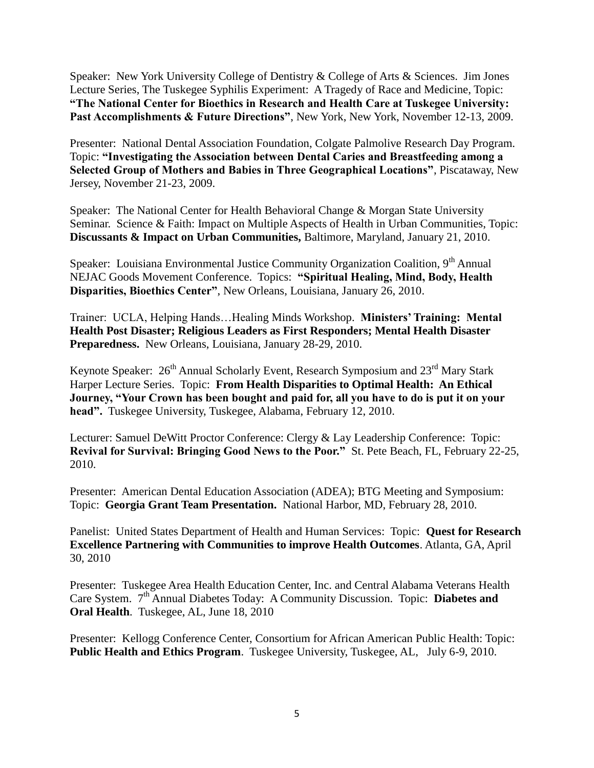Speaker: New York University College of Dentistry & College of Arts & Sciences. Jim Jones Lecture Series, The Tuskegee Syphilis Experiment: A Tragedy of Race and Medicine, Topic: **"The National Center for Bioethics in Research and Health Care at Tuskegee University: Past Accomplishments & Future Directions"**, New York, New York, November 12-13, 2009.

Presenter: National Dental Association Foundation, Colgate Palmolive Research Day Program. Topic: **"Investigating the Association between Dental Caries and Breastfeeding among a Selected Group of Mothers and Babies in Three Geographical Locations"**, Piscataway, New Jersey, November 21-23, 2009.

Speaker: The National Center for Health Behavioral Change & Morgan State University Seminar. Science & Faith: Impact on Multiple Aspects of Health in Urban Communities, Topic: **Discussants & Impact on Urban Communities,** Baltimore, Maryland, January 21, 2010.

Speaker: Louisiana Environmental Justice Community Organization Coalition, 9th Annual NEJAC Goods Movement Conference. Topics: **"Spiritual Healing, Mind, Body, Health Disparities, Bioethics Center"**, New Orleans, Louisiana, January 26, 2010.

Trainer: UCLA, Helping Hands…Healing Minds Workshop. **Ministers' Training: Mental Health Post Disaster; Religious Leaders as First Responders; Mental Health Disaster Preparedness.** New Orleans, Louisiana, January 28-29, 2010.

Keynote Speaker: 26th Annual Scholarly Event, Research Symposium and 23rd Mary Stark Harper Lecture Series. Topic: **From Health Disparities to Optimal Health: An Ethical Journey, "Your Crown has been bought and paid for, all you have to do is put it on your head".** Tuskegee University, Tuskegee, Alabama, February 12, 2010.

Lecturer: Samuel DeWitt Proctor Conference: Clergy & Lay Leadership Conference: Topic: **Revival for Survival: Bringing Good News to the Poor."** St. Pete Beach, FL, February 22-25, 2010.

Presenter: American Dental Education Association (ADEA); BTG Meeting and Symposium: Topic: **Georgia Grant Team Presentation.** National Harbor, MD, February 28, 2010.

Panelist: United States Department of Health and Human Services: Topic: **Quest for Research Excellence Partnering with Communities to improve Health Outcomes**. Atlanta, GA, April 30, 2010

Presenter: Tuskegee Area Health Education Center, Inc. and Central Alabama Veterans Health Care System. 7th Annual Diabetes Today: A Community Discussion. Topic: **Diabetes and Oral Health**. Tuskegee, AL, June 18, 2010

Presenter: Kellogg Conference Center, Consortium for African American Public Health: Topic: **Public Health and Ethics Program**. Tuskegee University, Tuskegee, AL, July 6-9, 2010.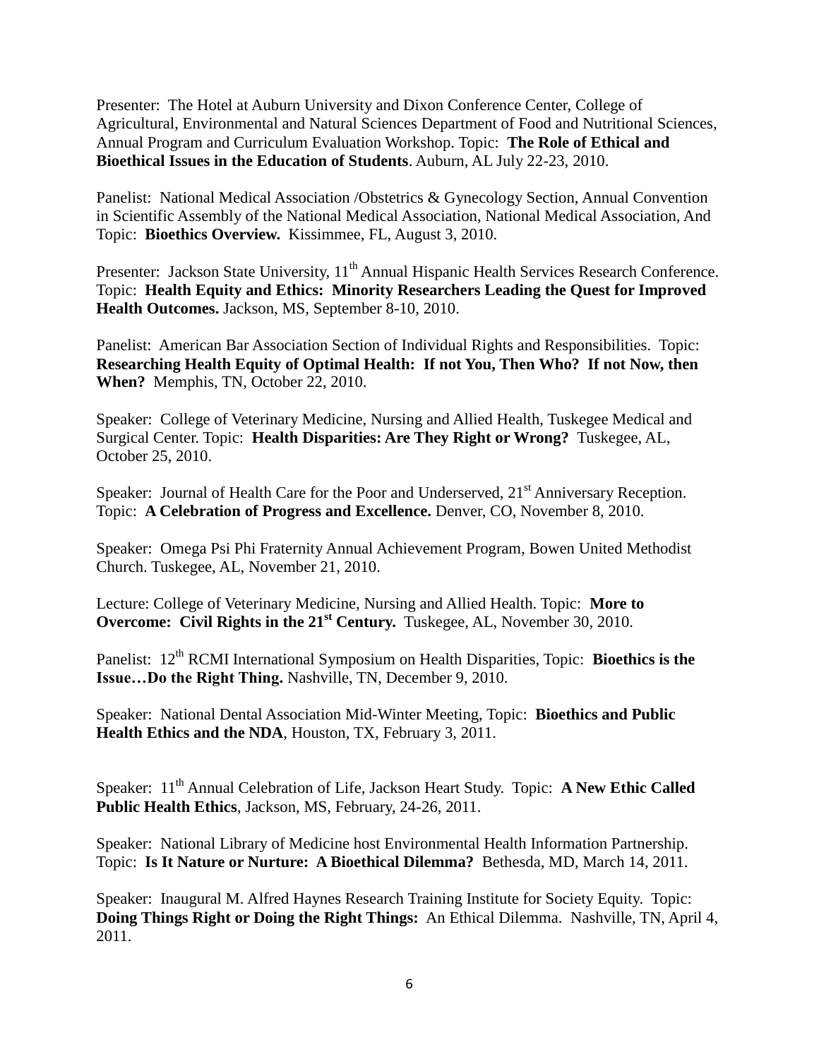Presenter: The Hotel at Auburn University and Dixon Conference Center, College of Agricultural, Environmental and Natural Sciences Department of Food and Nutritional Sciences, Annual Program and Curriculum Evaluation Workshop. Topic: **The Role of Ethical and Bioethical Issues in the Education of Students**. Auburn, AL July 22-23, 2010.

Panelist: National Medical Association /Obstetrics & Gynecology Section, Annual Convention in Scientific Assembly of the National Medical Association, National Medical Association, And Topic: **Bioethics Overview.** Kissimmee, FL, August 3, 2010.

Presenter: Jackson State University, 11th Annual Hispanic Health Services Research Conference. Topic: **Health Equity and Ethics: Minority Researchers Leading the Quest for Improved Health Outcomes.** Jackson, MS, September 8-10, 2010.

Panelist: American Bar Association Section of Individual Rights and Responsibilities. Topic: **Researching Health Equity of Optimal Health: If not You, Then Who? If not Now, then When?** Memphis, TN, October 22, 2010.

Speaker: College of Veterinary Medicine, Nursing and Allied Health, Tuskegee Medical and Surgical Center. Topic: **Health Disparities: Are They Right or Wrong?** Tuskegee, AL, October 25, 2010.

Speaker: Journal of Health Care for the Poor and Underserved, 21st Anniversary Reception. Topic: **A Celebration of Progress and Excellence.** Denver, CO, November 8, 2010.

Speaker: Omega Psi Phi Fraternity Annual Achievement Program, Bowen United Methodist Church. Tuskegee, AL, November 21, 2010.

Lecture: College of Veterinary Medicine, Nursing and Allied Health. Topic: **More to Overcome: Civil Rights in the 21st Century.** Tuskegee, AL, November 30, 2010.

Panelist: 12th RCMI International Symposium on Health Disparities, Topic: **Bioethics is the Issue…Do the Right Thing.** Nashville, TN, December 9, 2010.

Speaker: National Dental Association Mid-Winter Meeting, Topic: **Bioethics and Public Health Ethics and the NDA**, Houston, TX, February 3, 2011.

Speaker: 11th Annual Celebration of Life, Jackson Heart Study. Topic: **A New Ethic Called Public Health Ethics**, Jackson, MS, February, 24-26, 2011.

Speaker: National Library of Medicine host Environmental Health Information Partnership. Topic: **Is It Nature or Nurture: A Bioethical Dilemma?** Bethesda, MD, March 14, 2011.

Speaker: Inaugural M. Alfred Haynes Research Training Institute for Society Equity. Topic: **Doing Things Right or Doing the Right Things:** An Ethical Dilemma. Nashville, TN, April 4, 2011.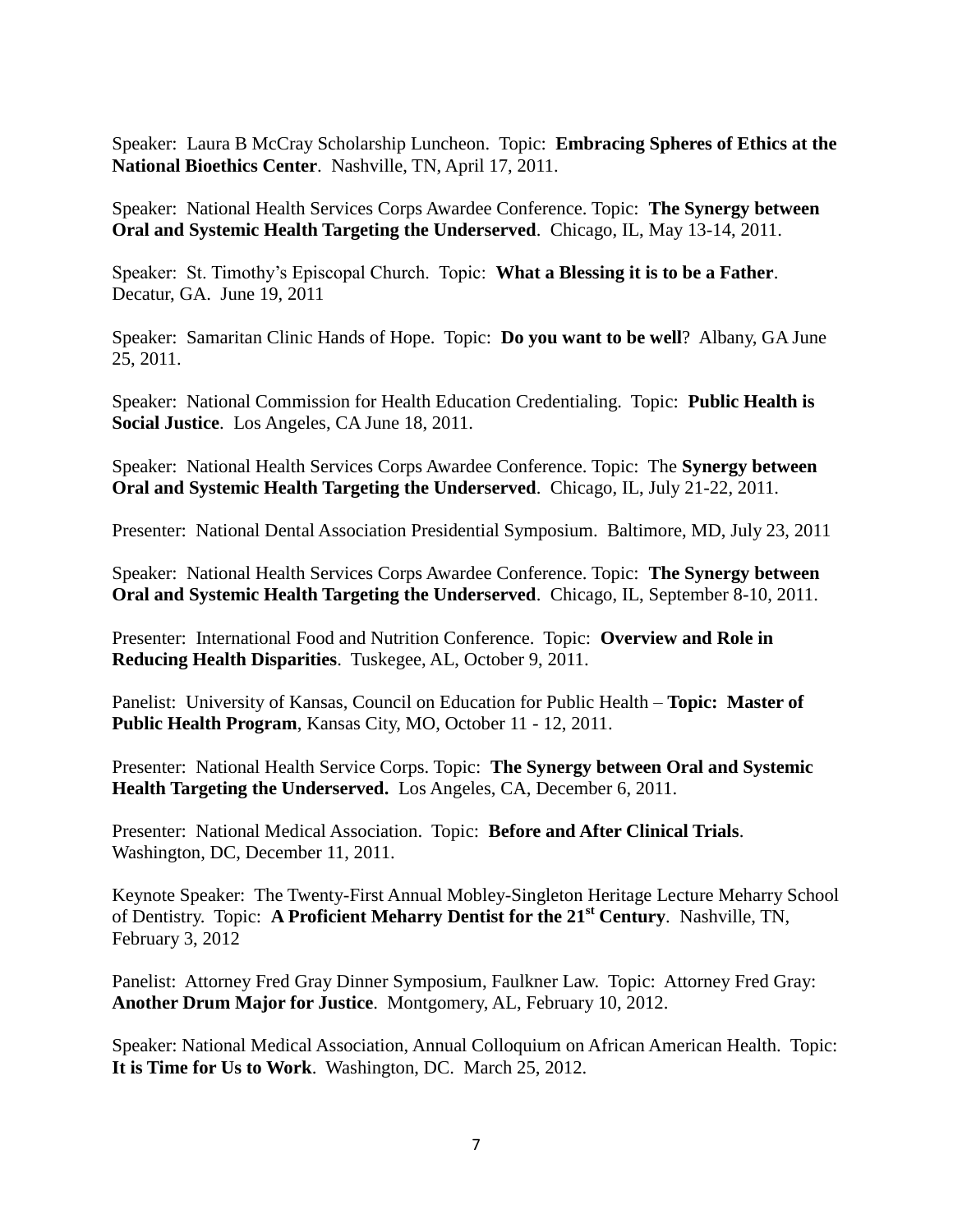Speaker: Laura B McCray Scholarship Luncheon. Topic: **Embracing Spheres of Ethics at the National Bioethics Center**. Nashville, TN, April 17, 2011.

Speaker: National Health Services Corps Awardee Conference. Topic: **The Synergy between Oral and Systemic Health Targeting the Underserved**. Chicago, IL, May 13-14, 2011.

Speaker: St. Timothy's Episcopal Church. Topic: **What a Blessing it is to be a Father**. Decatur, GA. June 19, 2011

Speaker: Samaritan Clinic Hands of Hope. Topic: **Do you want to be well**? Albany, GA June 25, 2011.

Speaker: National Commission for Health Education Credentialing. Topic: **Public Health is Social Justice**. Los Angeles, CA June 18, 2011.

Speaker: National Health Services Corps Awardee Conference. Topic: The **Synergy between Oral and Systemic Health Targeting the Underserved**. Chicago, IL, July 21-22, 2011.

Presenter: National Dental Association Presidential Symposium. Baltimore, MD, July 23, 2011

Speaker: National Health Services Corps Awardee Conference. Topic: **The Synergy between Oral and Systemic Health Targeting the Underserved**. Chicago, IL, September 8-10, 2011.

Presenter: International Food and Nutrition Conference. Topic: **Overview and Role in Reducing Health Disparities**. Tuskegee, AL, October 9, 2011.

Panelist: University of Kansas, Council on Education for Public Health – **Topic: Master of Public Health Program**, Kansas City, MO, October 11 - 12, 2011.

Presenter: National Health Service Corps. Topic: **The Synergy between Oral and Systemic Health Targeting the Underserved.** Los Angeles, CA, December 6, 2011.

Presenter: National Medical Association. Topic: **Before and After Clinical Trials**. Washington, DC, December 11, 2011.

Keynote Speaker: The Twenty-First Annual Mobley-Singleton Heritage Lecture Meharry School of Dentistry. Topic: **A Proficient Meharry Dentist for the 21st Century**. Nashville, TN, February 3, 2012

Panelist: Attorney Fred Gray Dinner Symposium, Faulkner Law. Topic: Attorney Fred Gray: **Another Drum Major for Justice**. Montgomery, AL, February 10, 2012.

Speaker: National Medical Association, Annual Colloquium on African American Health. Topic: **It is Time for Us to Work**. Washington, DC. March 25, 2012.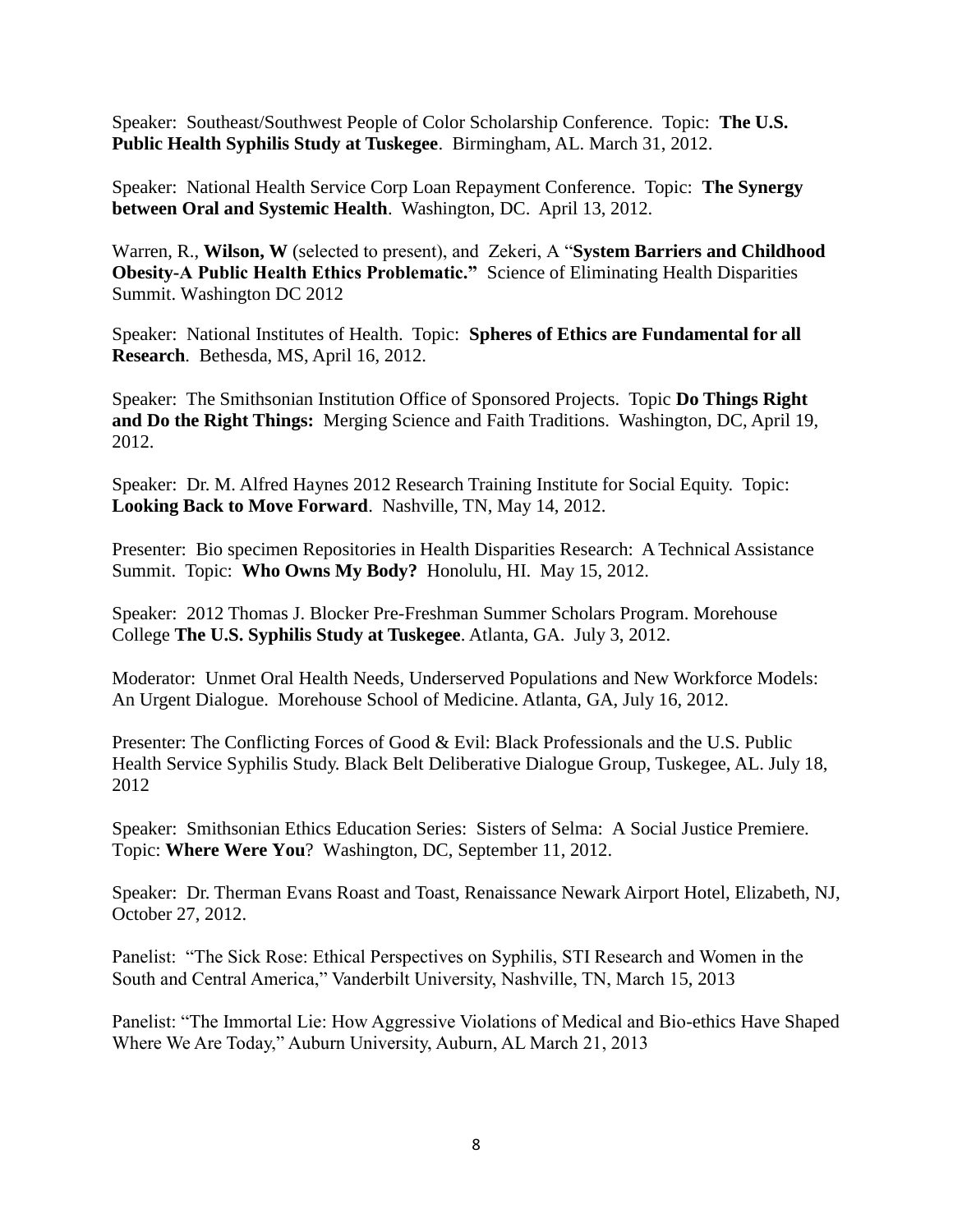Speaker: Southeast/Southwest People of Color Scholarship Conference. Topic: **The U.S. Public Health Syphilis Study at Tuskegee**. Birmingham, AL. March 31, 2012.

Speaker: National Health Service Corp Loan Repayment Conference. Topic: **The Synergy between Oral and Systemic Health**. Washington, DC. April 13, 2012.

Warren, R., **Wilson, W** (selected to present), and Zekeri, A "**System Barriers and Childhood Obesity-A Public Health Ethics Problematic.**" Science of Eliminating Health Disparities Summit. Washington DC 2012

Speaker: National Institutes of Health. Topic: **Spheres of Ethics are Fundamental for all Research**. Bethesda, MS, April 16, 2012.

Speaker: The Smithsonian Institution Office of Sponsored Projects. Topic **Do Things Right and Do the Right Things:** Merging Science and Faith Traditions. Washington, DC, April 19, 2012.

Speaker: Dr. M. Alfred Haynes 2012 Research Training Institute for Social Equity. Topic: **Looking Back to Move Forward**. Nashville, TN, May 14, 2012.

Presenter: Bio specimen Repositories in Health Disparities Research: A Technical Assistance Summit. Topic: **Who Owns My Body?** Honolulu, HI. May 15, 2012.

Speaker: 2012 Thomas J. Blocker Pre-Freshman Summer Scholars Program. Morehouse College **The U.S. Syphilis Study at Tuskegee**. Atlanta, GA. July 3, 2012.

Moderator: Unmet Oral Health Needs, Underserved Populations and New Workforce Models: An Urgent Dialogue. Morehouse School of Medicine. Atlanta, GA, July 16, 2012.

Presenter: The Conflicting Forces of Good & Evil: Black Professionals and the U.S. Public Health Service Syphilis Study. Black Belt Deliberative Dialogue Group, Tuskegee, AL. July 18, 2012

Speaker: Smithsonian Ethics Education Series: Sisters of Selma: A Social Justice Premiere. Topic: **Where Were You**? Washington, DC, September 11, 2012.

Speaker: Dr. Therman Evans Roast and Toast, Renaissance Newark Airport Hotel, Elizabeth, NJ, October 27, 2012.

Panelist: "The Sick Rose: Ethical Perspectives on Syphilis, STI Research and Women in the South and Central America," Vanderbilt University, Nashville, TN, March 15, 2013

Panelist: "The Immortal Lie: How Aggressive Violations of Medical and Bio-ethics Have Shaped Where We Are Today," Auburn University, Auburn, AL March 21, 2013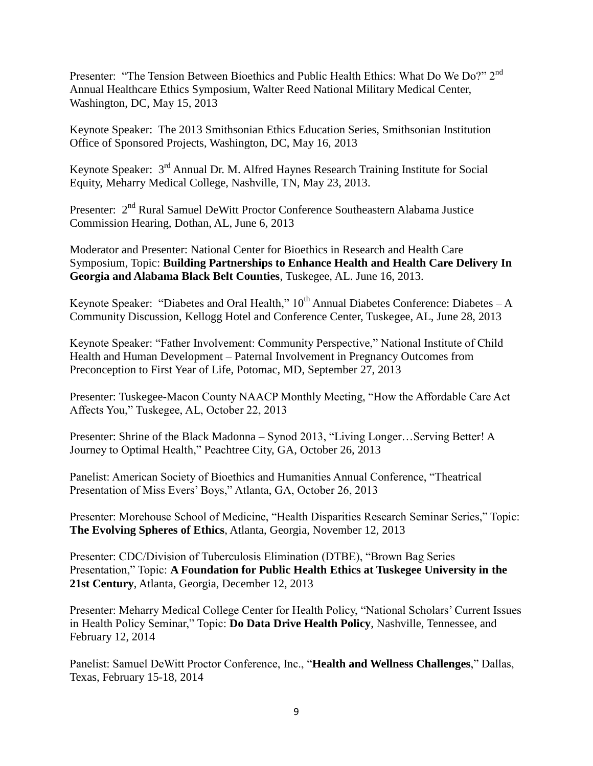Presenter: "The Tension Between Bioethics and Public Health Ethics: What Do We Do?" 2nd Annual Healthcare Ethics Symposium, Walter Reed National Military Medical Center, Washington, DC, May 15, 2013

Keynote Speaker: The 2013 Smithsonian Ethics Education Series, Smithsonian Institution Office of Sponsored Projects, Washington, DC, May 16, 2013

Keynote Speaker: 3rd Annual Dr. M. Alfred Haynes Research Training Institute for Social Equity, Meharry Medical College, Nashville, TN, May 23, 2013.

Presenter: 2nd Rural Samuel DeWitt Proctor Conference Southeastern Alabama Justice Commission Hearing, Dothan, AL, June 6, 2013

Moderator and Presenter: National Center for Bioethics in Research and Health Care Symposium, Topic: **Building Partnerships to Enhance Health and Health Care Delivery In Georgia and Alabama Black Belt Counties**, Tuskegee, AL. June 16, 2013.

Keynote Speaker: "Diabetes and Oral Health," 10th Annual Diabetes Conference: Diabetes – A Community Discussion, Kellogg Hotel and Conference Center, Tuskegee, AL, June 28, 2013

Keynote Speaker: "Father Involvement: Community Perspective," National Institute of Child Health and Human Development – Paternal Involvement in Pregnancy Outcomes from Preconception to First Year of Life, Potomac, MD, September 27, 2013

Presenter: Tuskegee-Macon County NAACP Monthly Meeting, "How the Affordable Care Act Affects You," Tuskegee, AL, October 22, 2013

Presenter: Shrine of the Black Madonna – Synod 2013, "Living Longer…Serving Better! A Journey to Optimal Health," Peachtree City, GA, October 26, 2013

Panelist: American Society of Bioethics and Humanities Annual Conference, "Theatrical Presentation of Miss Evers' Boys," Atlanta, GA, October 26, 2013

Presenter: Morehouse School of Medicine, "Health Disparities Research Seminar Series," Topic: **The Evolving Spheres of Ethics**, Atlanta, Georgia, November 12, 2013

Presenter: CDC/Division of Tuberculosis Elimination (DTBE), "Brown Bag Series Presentation," Topic: **A Foundation for Public Health Ethics at Tuskegee University in the 21st Century**, Atlanta, Georgia, December 12, 2013

Presenter: Meharry Medical College Center for Health Policy, "National Scholars' Current Issues in Health Policy Seminar," Topic: **Do Data Drive Health Policy**, Nashville, Tennessee, and February 12, 2014

Panelist: Samuel DeWitt Proctor Conference, Inc., "**Health and Wellness Challenges**," Dallas, Texas, February 15-18, 2014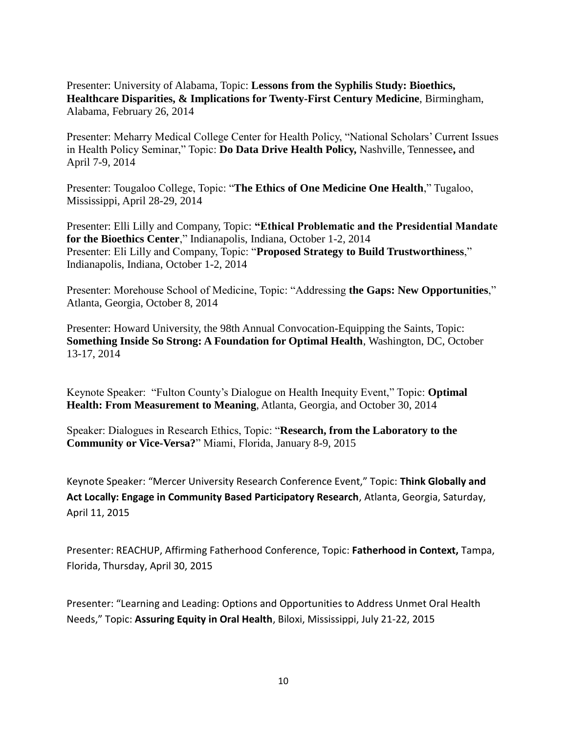Presenter: University of Alabama, Topic: **Lessons from the Syphilis Study: Bioethics, Healthcare Disparities, & Implications for Twenty-First Century Medicine**, Birmingham, Alabama, February 26, 2014

Presenter: Meharry Medical College Center for Health Policy, "National Scholars' Current Issues in Health Policy Seminar," Topic: **Do Data Drive Health Policy,** Nashville, Tennessee**,** and April 7-9, 2014

Presenter: Tougaloo College, Topic: "**The Ethics of One Medicine One Health**," Tugaloo, Mississippi, April 28-29, 2014

Presenter: Elli Lilly and Company, Topic: **"Ethical Problematic and the Presidential Mandate for the Bioethics Center**," Indianapolis, Indiana, October 1-2, 2014
Presenter: Eli Lilly and Company, Topic: "**Proposed Strategy to Build Trustworthiness**," Indianapolis, Indiana, October 1-2, 2014

Presenter: Morehouse School of Medicine, Topic: "Addressing **the Gaps: New Opportunities**," Atlanta, Georgia, October 8, 2014

Presenter: Howard University, the 98th Annual Convocation-Equipping the Saints, Topic: **Something Inside So Strong: A Foundation for Optimal Health**, Washington, DC, October 13-17, 2014

Keynote Speaker: "Fulton County's Dialogue on Health Inequity Event," Topic: **Optimal Health: From Measurement to Meaning**, Atlanta, Georgia, and October 30, 2014

Speaker: Dialogues in Research Ethics, Topic: "**Research, from the Laboratory to the Community or Vice-Versa?**" Miami, Florida, January 8-9, 2015

Keynote Speaker: "Mercer University Research Conference Event," Topic: **Think Globally and Act Locally: Engage in Community Based Participatory Research**, Atlanta, Georgia, Saturday, April 11, 2015

Presenter: REACHUP, Affirming Fatherhood Conference, Topic: **Fatherhood in Context,** Tampa, Florida, Thursday, April 30, 2015

Presenter: "Learning and Leading: Options and Opportunities to Address Unmet Oral Health Needs," Topic: **Assuring Equity in Oral Health**, Biloxi, Mississippi, July 21-22, 2015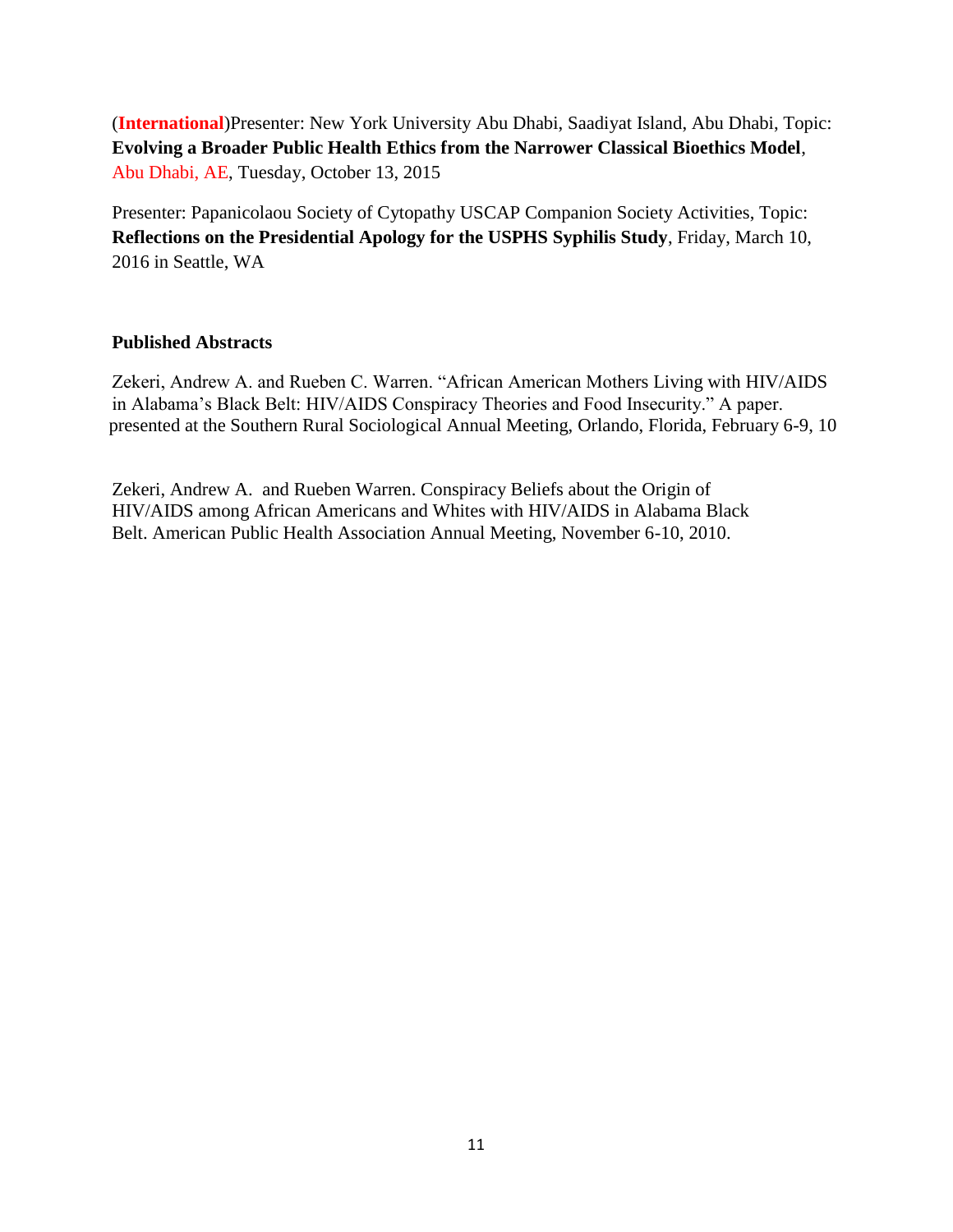(**International**)Presenter: New York University Abu Dhabi, Saadiyat Island, Abu Dhabi, Topic: **Evolving a Broader Public Health Ethics from the Narrower Classical Bioethics Model**, Abu Dhabi, AE, Tuesday, October 13, 2015

Presenter: Papanicolaou Society of Cytopathy USCAP Companion Society Activities, Topic: **Reflections on the Presidential Apology for the USPHS Syphilis Study**, Friday, March 10, 2016 in Seattle, WA

**Published Abstracts**

Zekeri, Andrew A. and Rueben C. Warren. "African American Mothers Living with HIV/AIDS in Alabama's Black Belt: HIV/AIDS Conspiracy Theories and Food Insecurity." A paper. presented at the Southern Rural Sociological Annual Meeting, Orlando, Florida, February 6-9, 10

Zekeri, Andrew A. and Rueben Warren. Conspiracy Beliefs about the Origin of HIV/AIDS among African Americans and Whites with HIV/AIDS in Alabama Black Belt. American Public Health Association Annual Meeting, November 6-10, 2010.